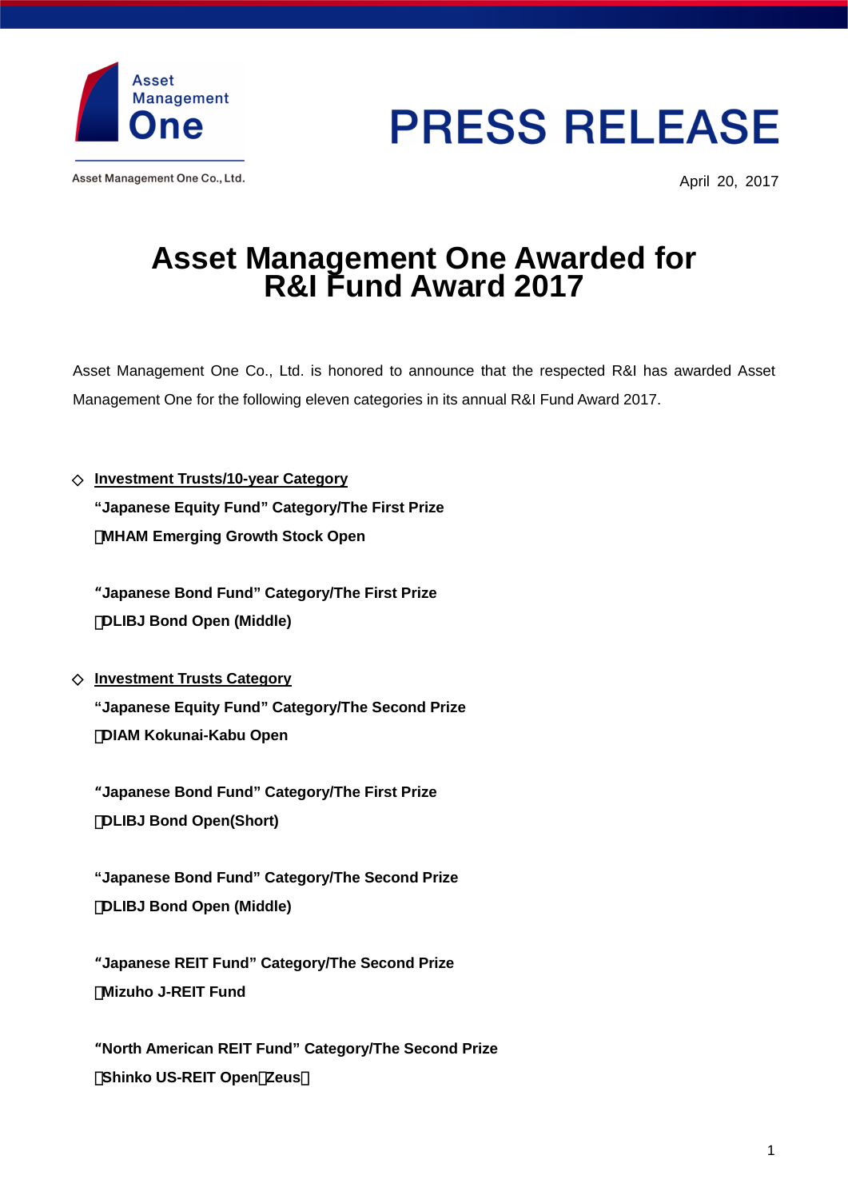Asset Management One

Asset Management One Co., Ltd.

# PRESS RELEASE

April 20, 2017

# Asset Management One Awarded for R&I Fund Award 2017

Asset Management One Co., Ltd. is honored to announce that the respected R&I has awarded Asset Management One for the following eleven categories in its annual R&I Fund Award 2017.

◇ **Investment Trusts/10-year Category**

**“Japanese Equity Fund” Category/The First Prize**

**・MHAM Emerging Growth Stock Open**

**“Japanese Bond Fund” Category/The First Prize**

**・DLIBJ Bond Open (Middle)**

◇ **Investment Trusts Category**

**“Japanese Equity Fund” Category/The Second Prize**

**・DIAM Kokunai-Kabu Open**

**“Japanese Bond Fund” Category/The First Prize**

**・DLIBJ Bond Open(Short)**

**“Japanese Bond Fund” Category/The Second Prize**

**・DLIBJ Bond Open (Middle)**

**“Japanese REIT Fund” Category/The Second Prize**

**・Mizuho J-REIT Fund**

**“North American REIT Fund” Category/The Second Prize**

**・Shinko US-REIT Open（Zeus）**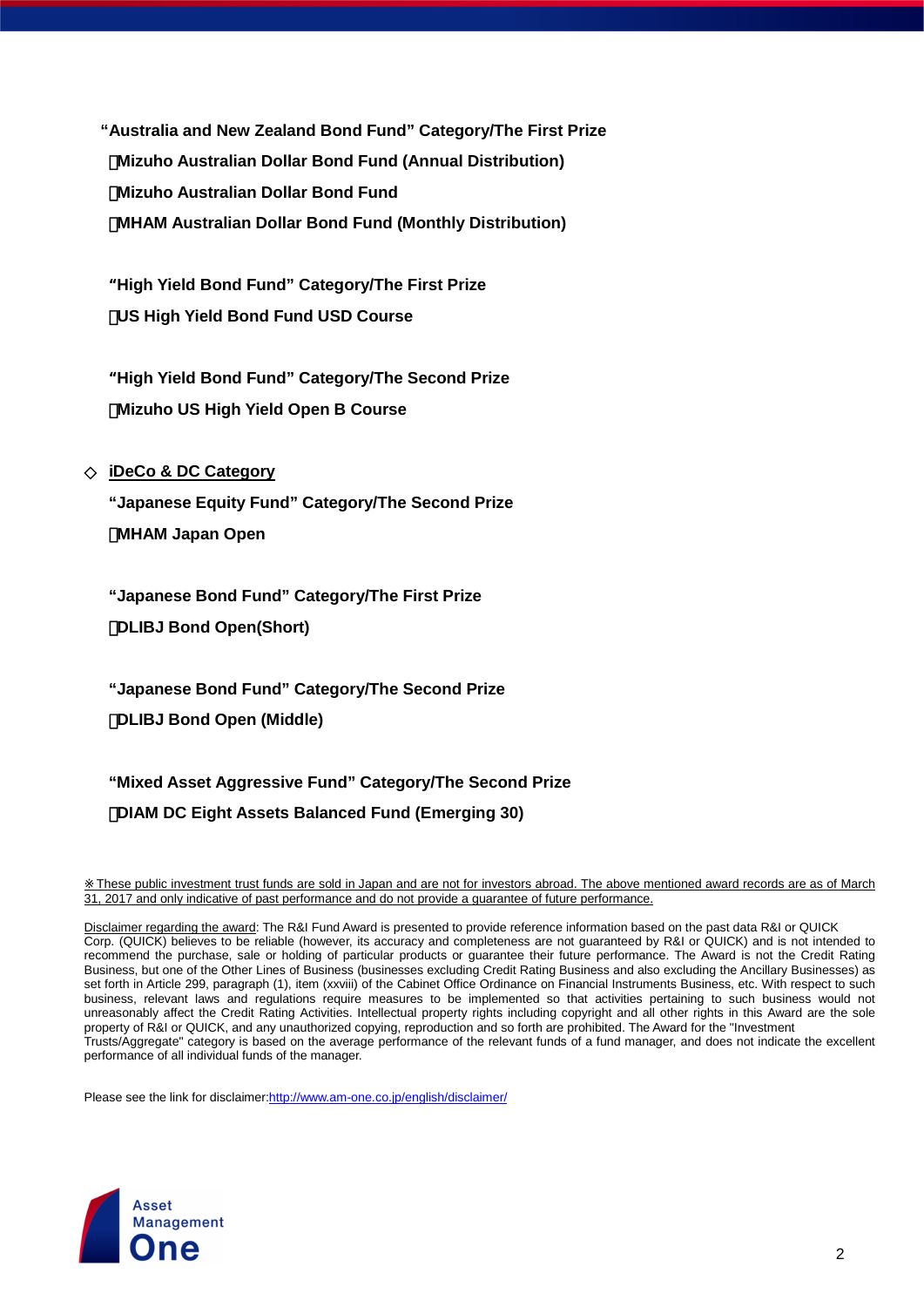**“Australia and New Zealand Bond Fund” Category/The First Prize**

**Mizuho Australian Dollar Bond Fund (Annual Distribution)**

**Mizuho Australian Dollar Bond Fund**

**MHAM Australian Dollar Bond Fund (Monthly Distribution)**

**“High Yield Bond Fund” Category/The First Prize**

**US High Yield Bond Fund USD Course**

**“High Yield Bond Fund” Category/The Second Prize**

**Mizuho US High Yield Open B Course**

◇ **iDeCo & DC Category**

**“Japanese Equity Fund” Category/The Second Prize**

**MHAM Japan Open**

**“Japanese Bond Fund” Category/The First Prize**

**DLIBJ Bond Open(Short)**

**“Japanese Bond Fund” Category/The Second Prize**

**DLIBJ Bond Open (Middle)**

**“Mixed Asset Aggressive Fund” Category/The Second Prize**

**DIAM DC Eight Assets Balanced Fund (Emerging 30)**

※These public investment trust funds are sold in Japan and are not for investors abroad. The above mentioned award records are as of March 31, 2017 and only indicative of past performance and do not provide a guarantee of future performance.

Disclaimer regarding the award: The R&I Fund Award is presented to provide reference information based on the past data R&I or QUICK Corp. (QUICK) believes to be reliable (however, its accuracy and completeness are not guaranteed by R&I or QUICK) and is not intended to recommend the purchase, sale or holding of particular products or guarantee their future performance. The Award is not the Credit Rating Business, but one of the Other Lines of Business (businesses excluding Credit Rating Business and also excluding the Ancillary Businesses) as set forth in Article 299, paragraph (1), item (xxviii) of the Cabinet Office Ordinance on Financial Instruments Business, etc. With respect to such business, relevant laws and regulations require measures to be implemented so that activities pertaining to such business would not unreasonably affect the Credit Rating Activities. Intellectual property rights including copyright and all other rights in this Award are the sole property of R&I or QUICK, and any unauthorized copying, reproduction and so forth are prohibited. The Award for the "Investment Trusts/Aggregate" category is based on the average performance of the relevant funds of a fund manager, and does not indicate the excellent performance of all individual funds of the manager.

Please see the link for disclaimer:http://www.am-one.co.jp/english/disclaimer/

Asset Management One